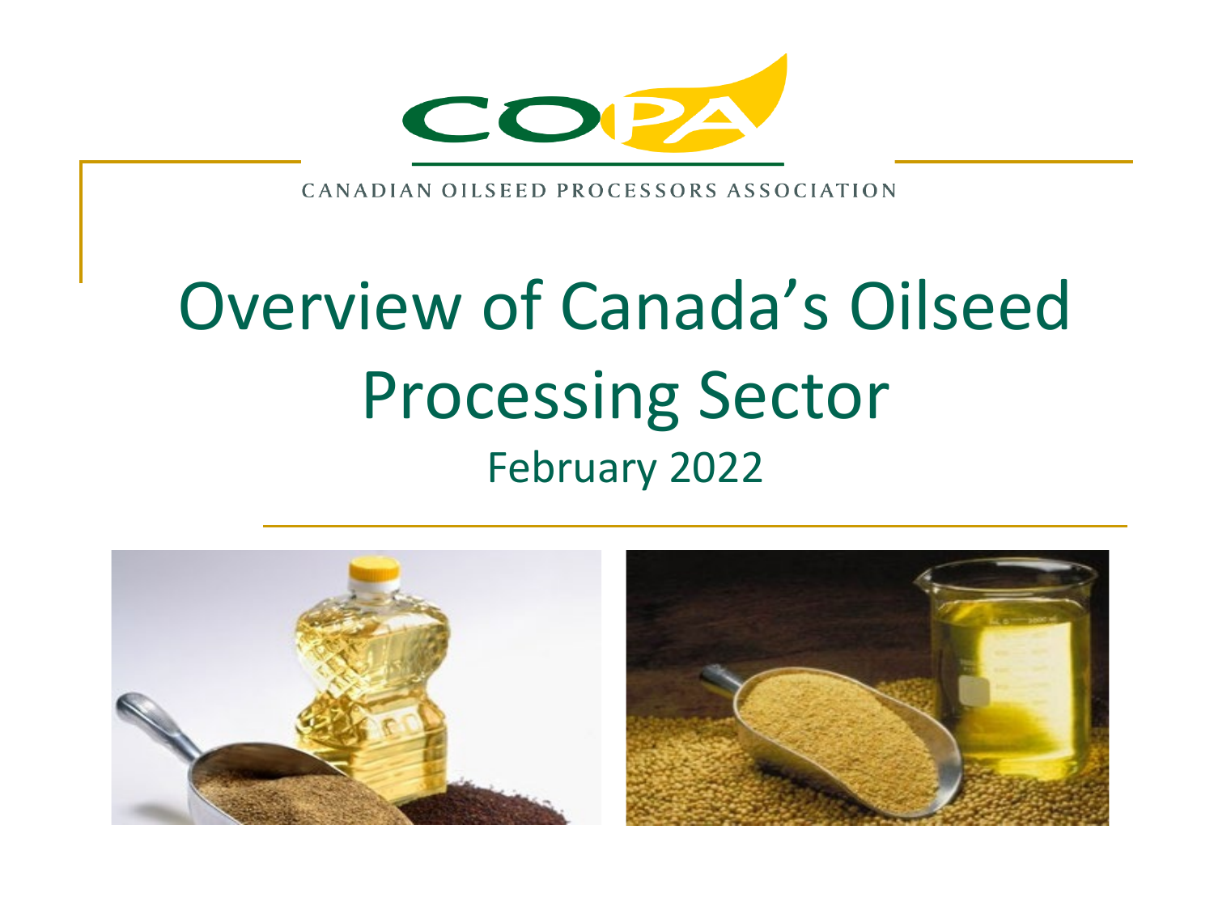COPA

CANADIAN OILSEED PROCESSORS ASSOCIATION

# Overview of Canada's Oilseed Processing Sector

February 2022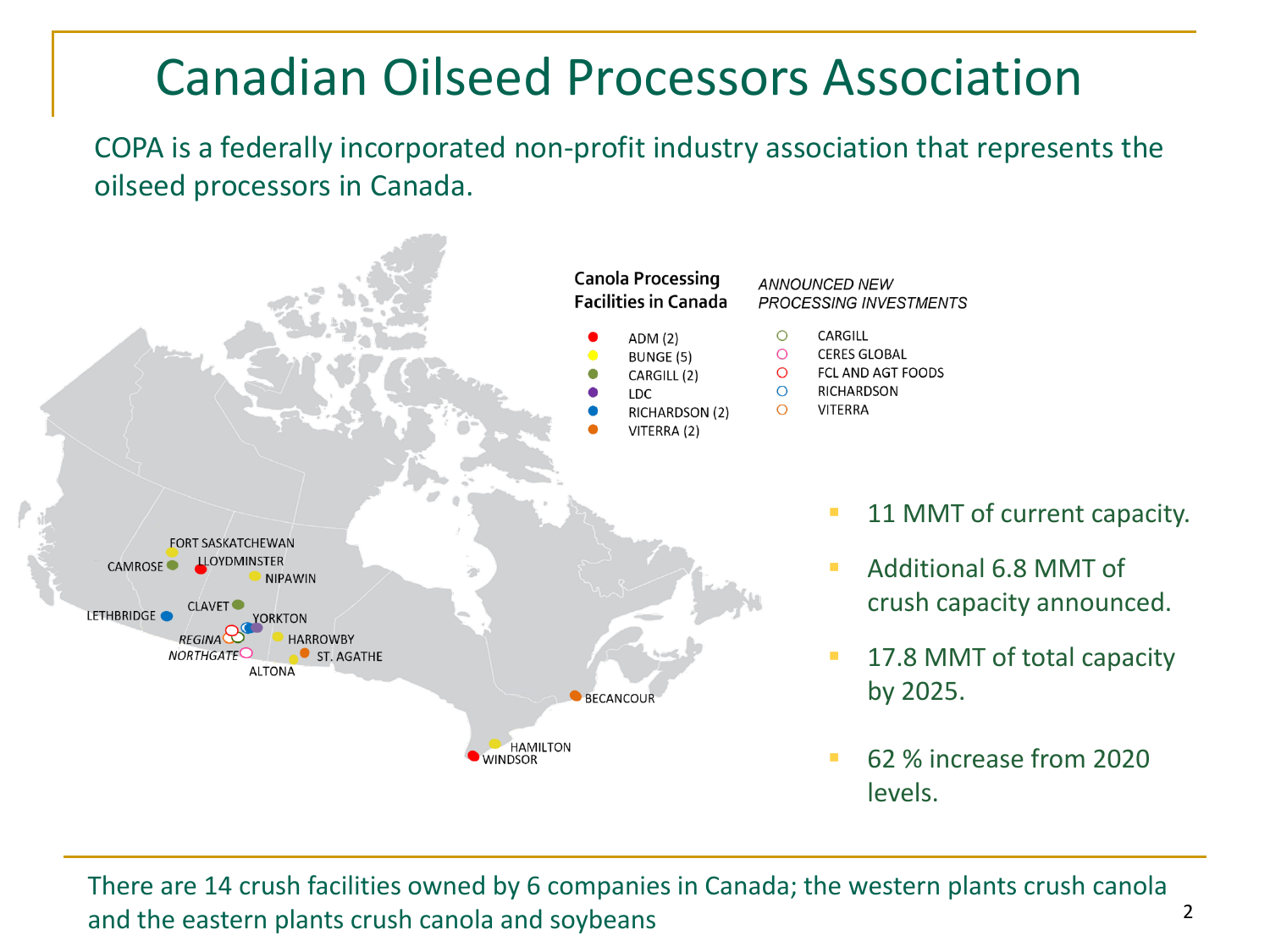# Canadian Oilseed Processors Association

COPA is a federally incorporated non-profit industry association that represents the oilseed processors in Canada.

**Canada Processing Facilities in Canada**

- ADM (2)
- BUNGE (5)
- CARGILL (2)
- LDC
- RICHARDSON (2)
- VITERRA (2)

*ANNOUNCED NEW PROCESSING INVESTMENTS*

- CARGILL
- CERES GLOBAL
- FCL AND AGT FOODS
- RICHARDSON
- VITERRA

FORT SASKATCHEWAN, CAMROSE, LLOYDMINSTER, NIPAWIN, CLAVET, LETHBRIDGE, YORKTON, *REGINA*, HARROWBY, *NORTHGATE*, ST. AGATHE, ALTONA, BECANCOUR, HAMILTON, WINDSOR

- 11 MMT of current capacity.
- Additional 6.8 MMT of crush capacity announced.
- 17.8 MMT of total capacity by 2025.
- 62 % increase from 2020 levels.

There are 14 crush facilities owned by 6 companies in Canada; the western plants crush canola and the eastern plants crush canola and soybeans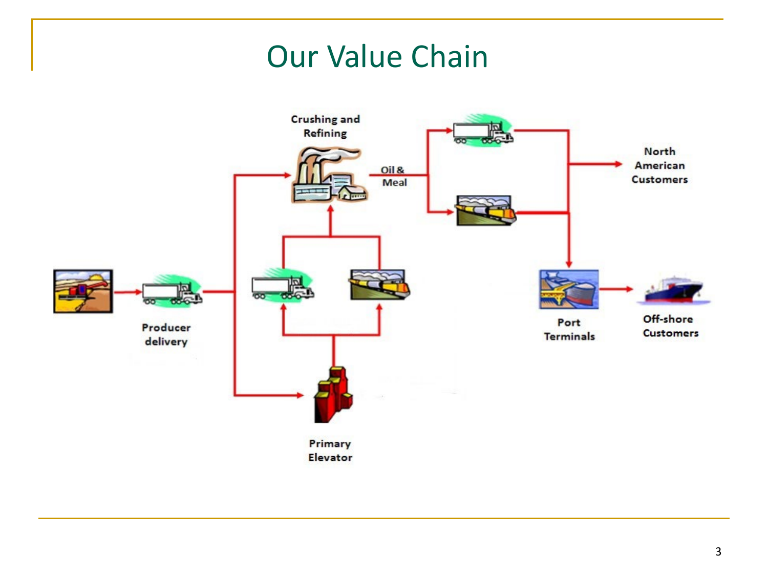# Our Value Chain

Crushing and Refining

Oil & Meal

North American Customers

Producer delivery

Port Terminals

Off-shore Customers

Primary Elevator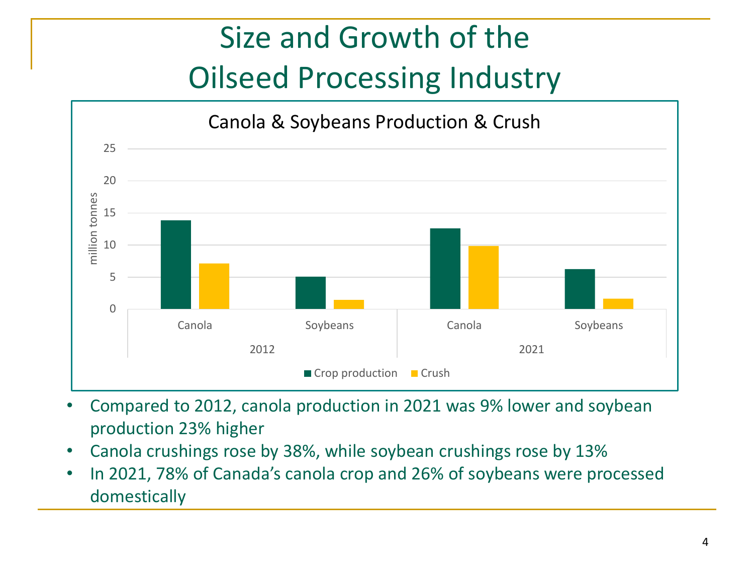# Size and Growth of the Oilseed Processing Industry

Canola & Soybeans Production & Crush

- Compared to 2012, canola production in 2021 was 9% lower and soybean production 23% higher
- Canola crushings rose by 38%, while soybean crushings rose by 13%
- In 2021, 78% of Canada's canola crop and 26% of soybeans were processed domestically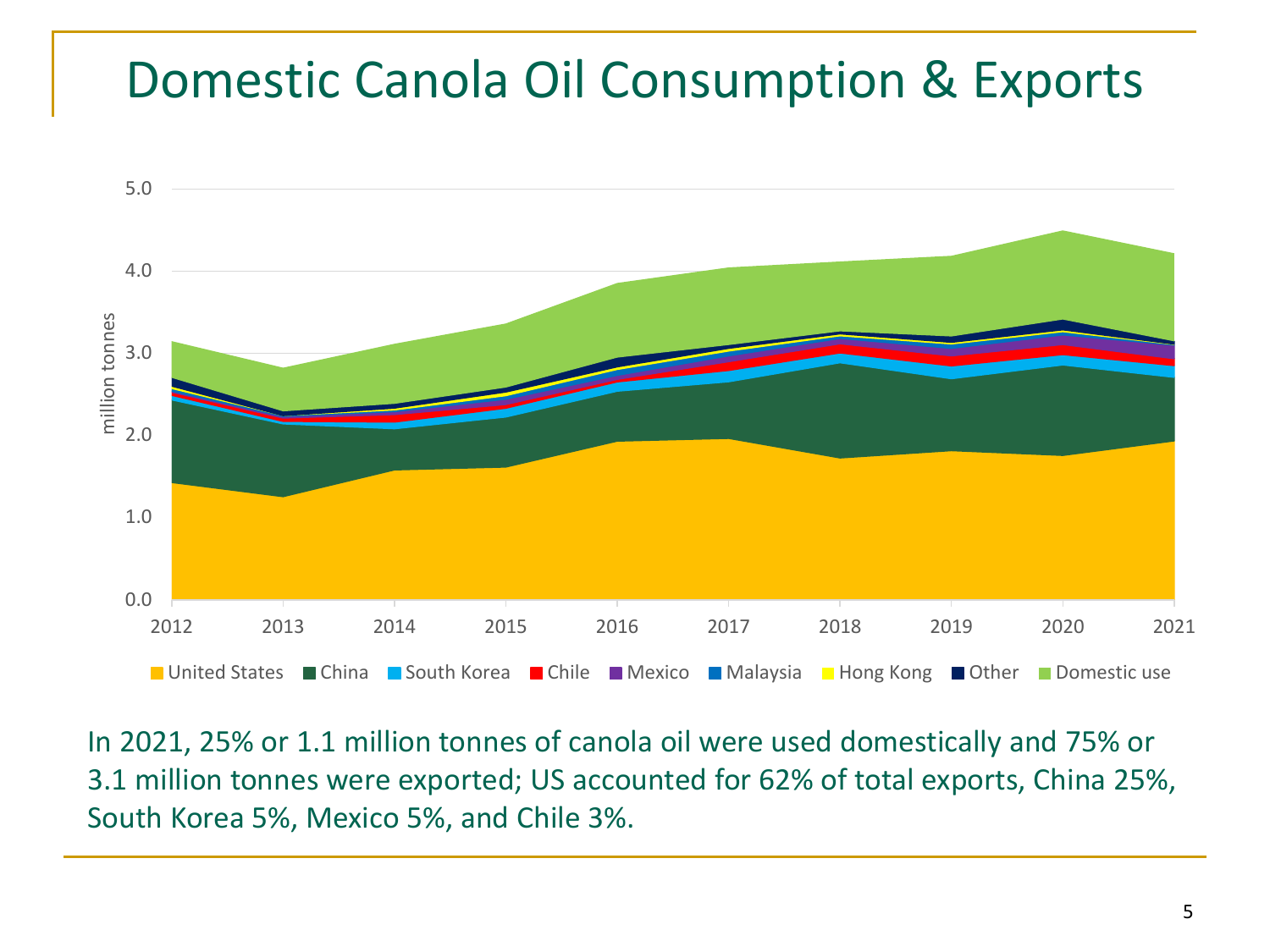# Domestic Canola Oil Consumption & Exports

In 2021, 25% or 1.1 million tonnes of canola oil were used domestically and 75% or 3.1 million tonnes were exported; US accounted for 62% of total exports, China 25%, South Korea 5%, Mexico 5%, and Chile 3%.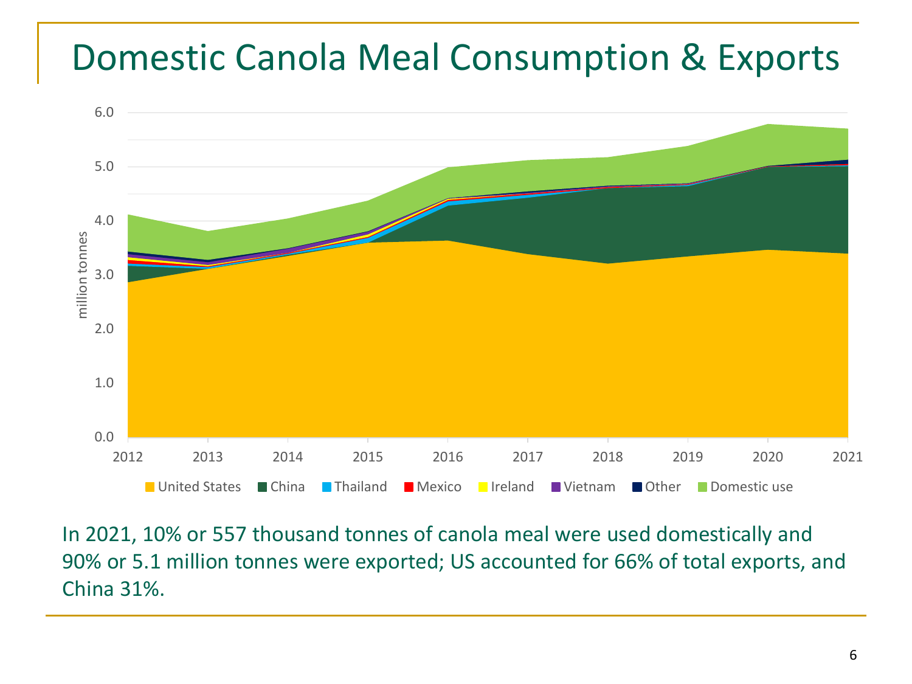# Domestic Canola Meal Consumption & Exports

In 2021, 10% or 557 thousand tonnes of canola meal were used domestically and 90% or 5.1 million tonnes were exported; US accounted for 66% of total exports, and China 31%.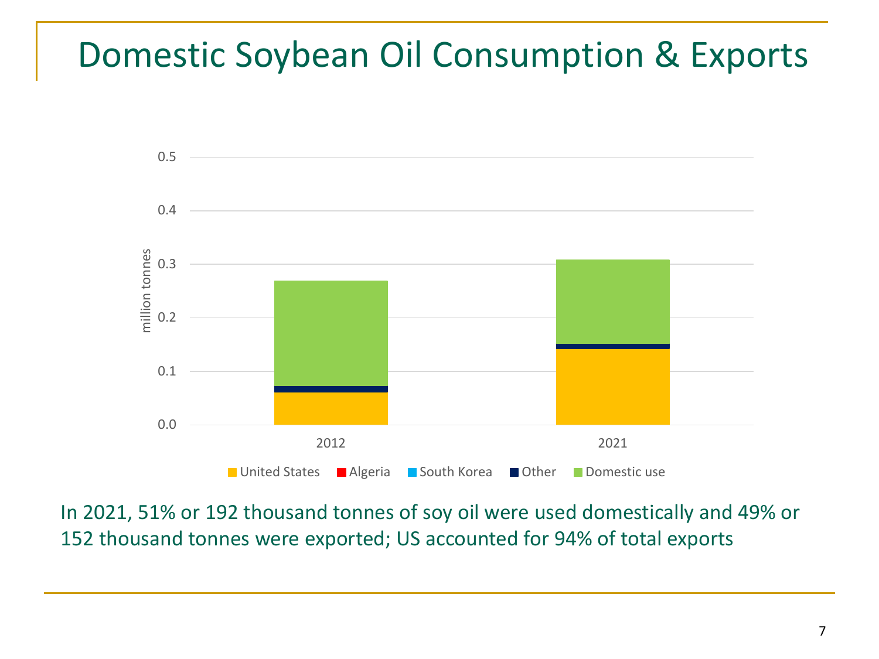# Domestic Soybean Oil Consumption & Exports

In 2021, 51% or 192 thousand tonnes of soy oil were used domestically and 49% or 152 thousand tonnes were exported; US accounted for 94% of total exports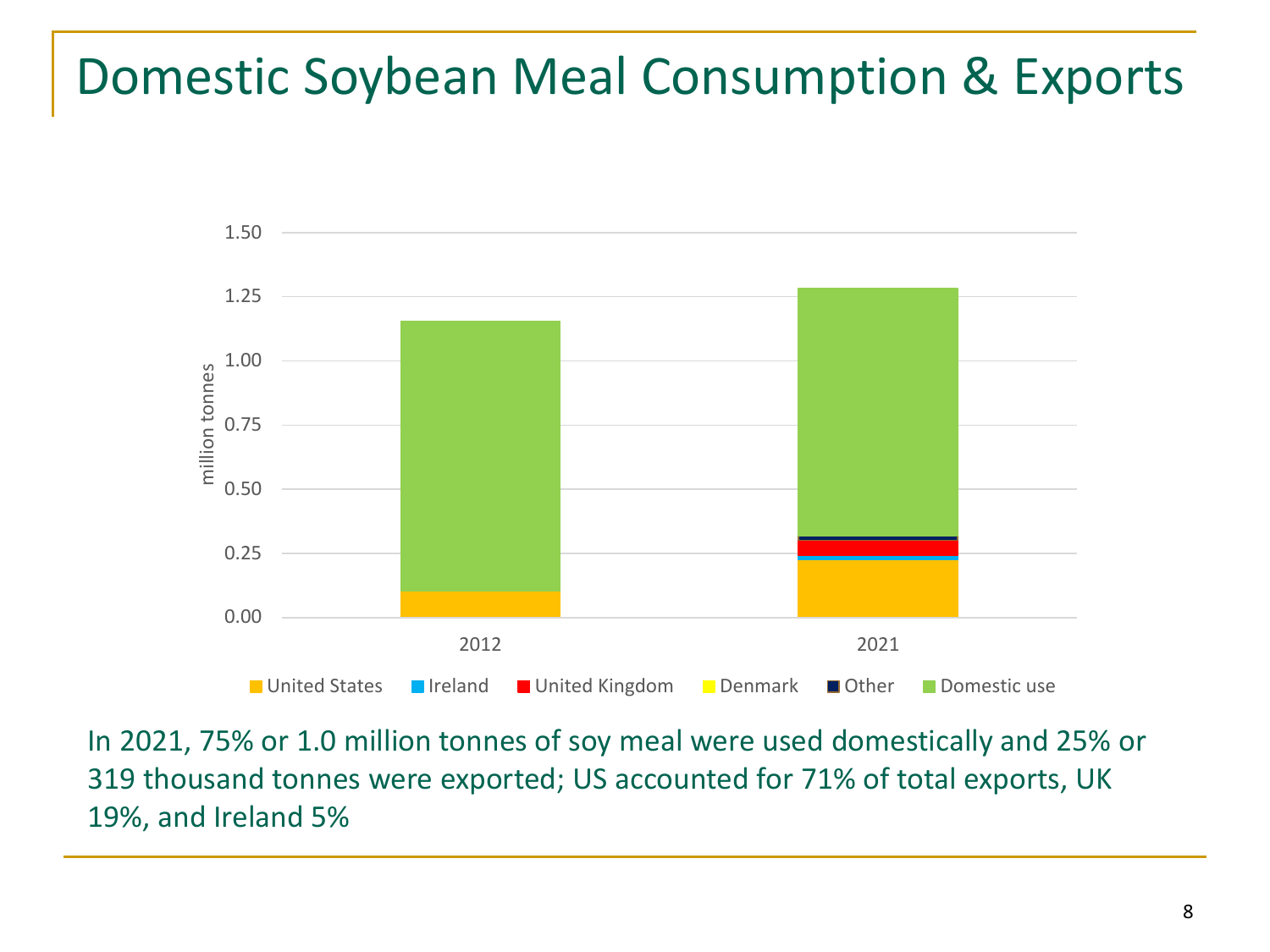# Domestic Soybean Meal Consumption & Exports

In 2021, 75% or 1.0 million tonnes of soy meal were used domestically and 25% or 319 thousand tonnes were exported; US accounted for 71% of total exports, UK 19%, and Ireland 5%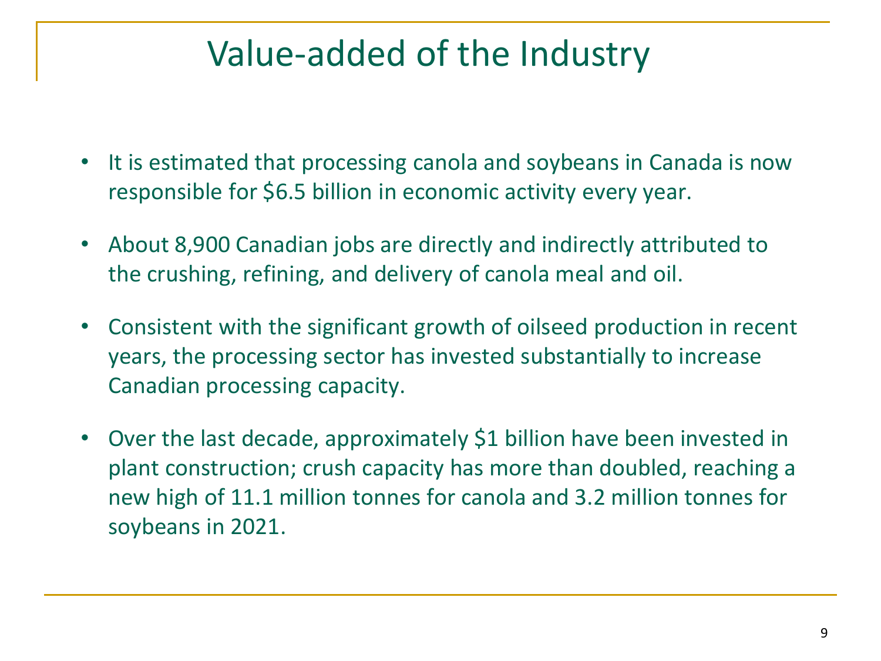# Value-added of the Industry

- It is estimated that processing canola and soybeans in Canada is now responsible for $6.5 billion in economic activity every year.
- About 8,900 Canadian jobs are directly and indirectly attributed to the crushing, refining, and delivery of canola meal and oil.
- Consistent with the significant growth of oilseed production in recent years, the processing sector has invested substantially to increase Canadian processing capacity.
- Over the last decade, approximately $1 billion have been invested in plant construction; crush capacity has more than doubled, reaching a new high of 11.1 million tonnes for canola and 3.2 million tonnes for soybeans in 2021.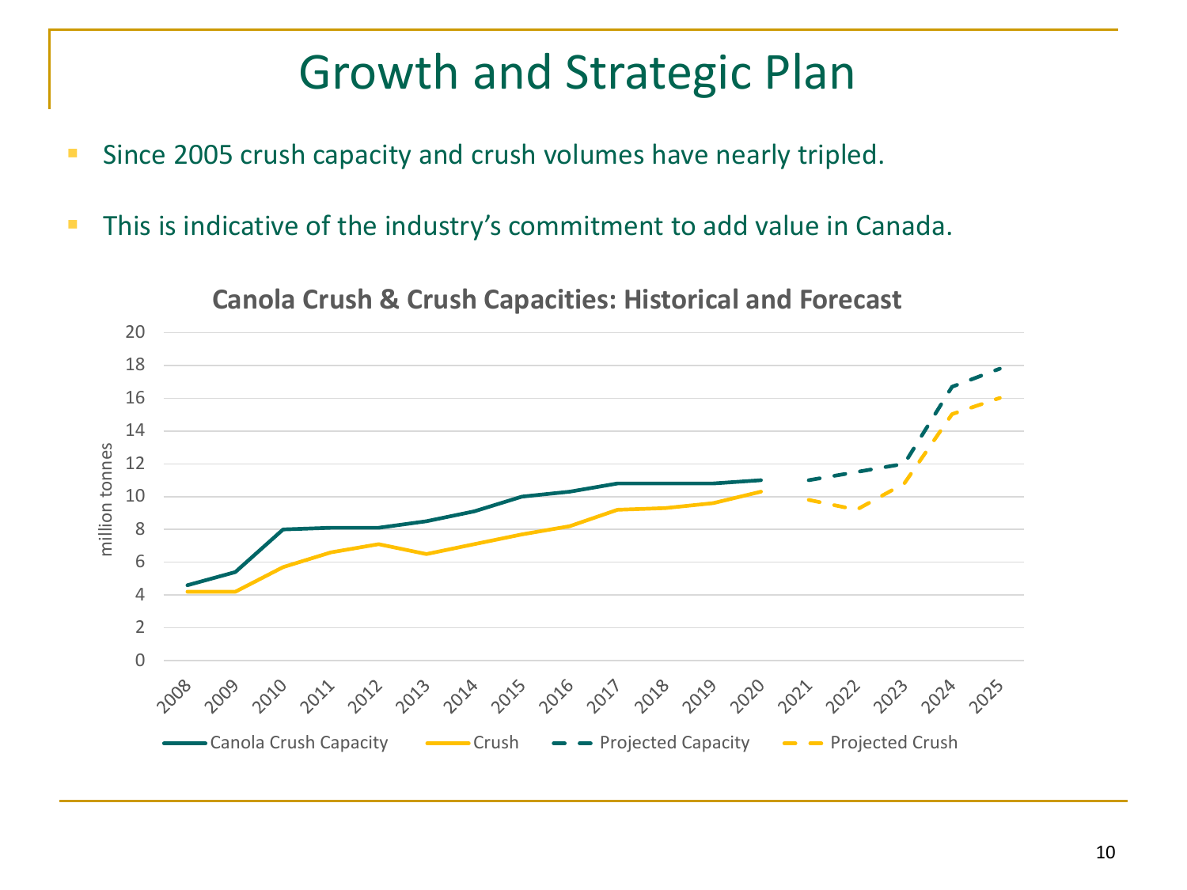# Growth and Strategic Plan

- Since 2005 crush capacity and crush volumes have nearly tripled.
- This is indicative of the industry's commitment to add value in Canada.

**Canola Crush & Crush Capacities: Historical and Forecast**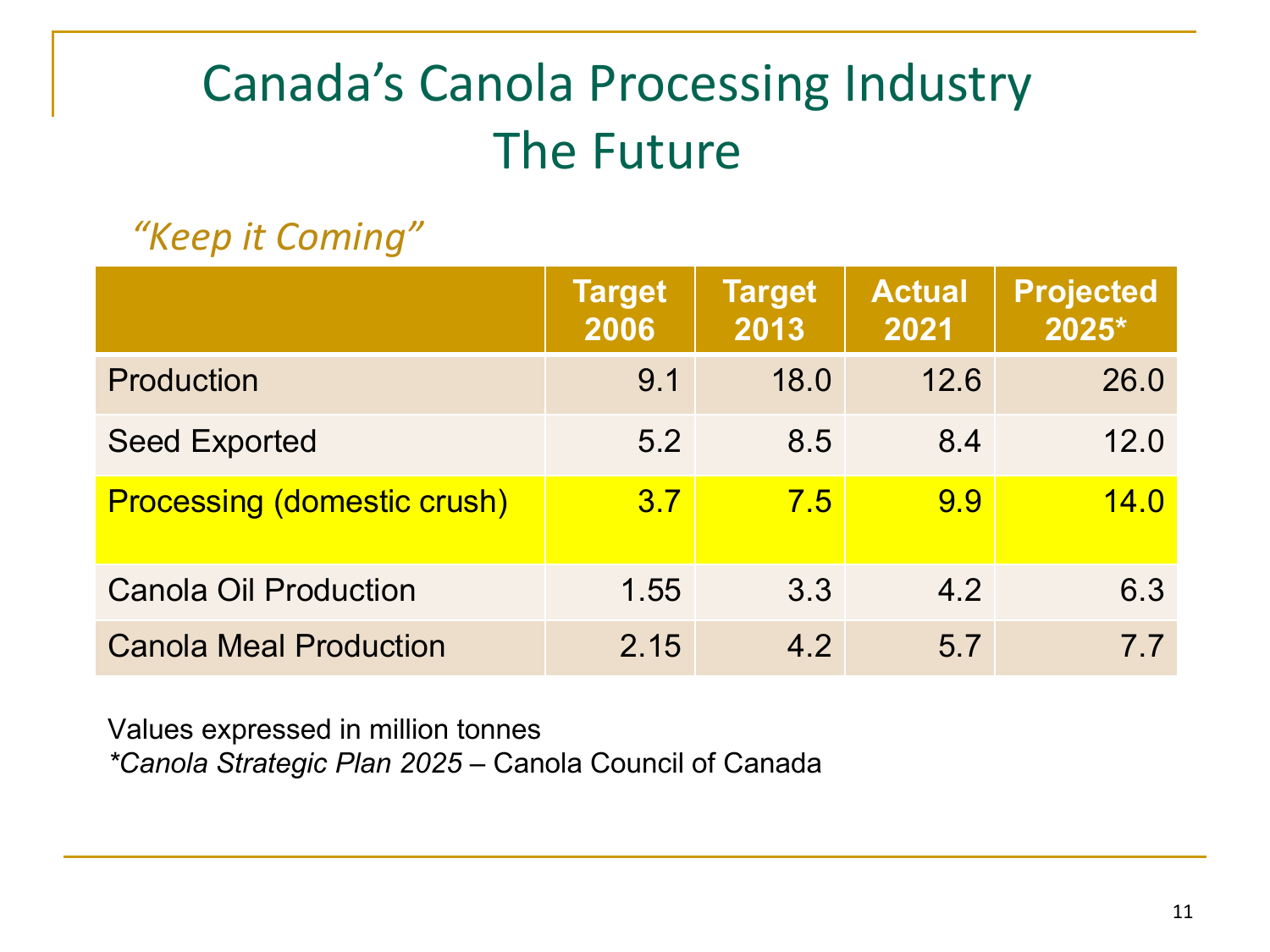# Canada's Canola Processing Industry The Future

*"Keep it Coming"*

| | Target 2006 | Target 2013 | Actual 2021 | Projected 2025* |
|---|---|---|---|---|
| Production | 9.1 | 18.0 | 12.6 | 26.0 |
| Seed Exported | 5.2 | 8.5 | 8.4 | 12.0 |
| Processing (domestic crush) | 3.7 | 7.5 | 9.9 | 14.0 |
| Canola Oil Production | 1.55 | 3.3 | 4.2 | 6.3 |
| Canola Meal Production | 2.15 | 4.2 | 5.7 | 7.7 |

Values expressed in million tonnes
**Canola Strategic Plan 2025* – Canola Council of Canada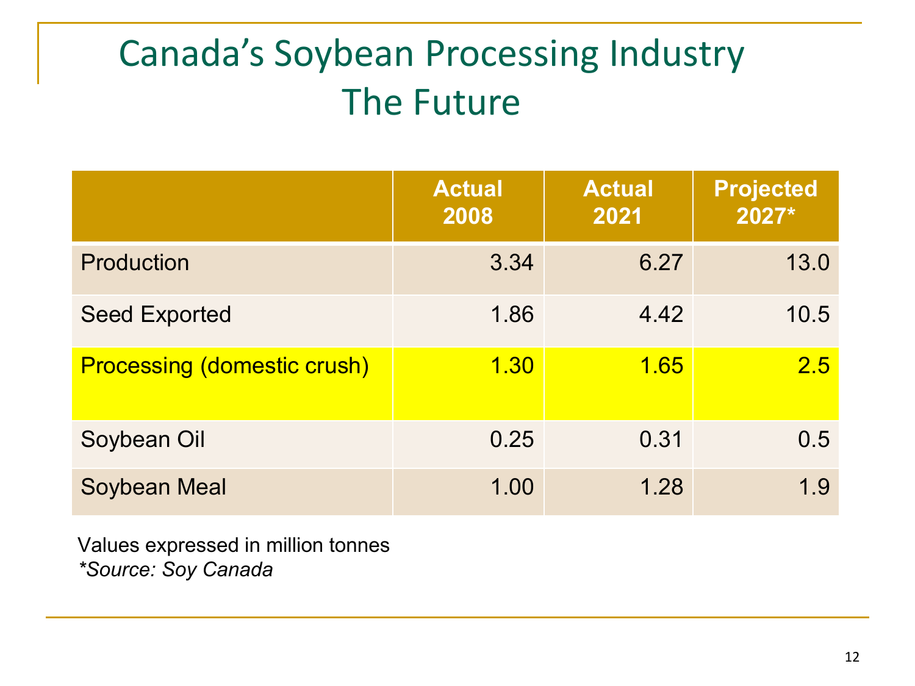# Canada's Soybean Processing Industry
# The Future

| | Actual 2008 | Actual 2021 | Projected 2027* |
|---|---|---|---|
| Production | 3.34 | 6.27 | 13.0 |
| Seed Exported | 1.86 | 4.42 | 10.5 |
| Processing (domestic crush) | 1.30 | 1.65 | 2.5 |
| Soybean Oil | 0.25 | 0.31 | 0.5 |
| Soybean Meal | 1.00 | 1.28 | 1.9 |

Values expressed in million tonnes

*\*Source: Soy Canada*